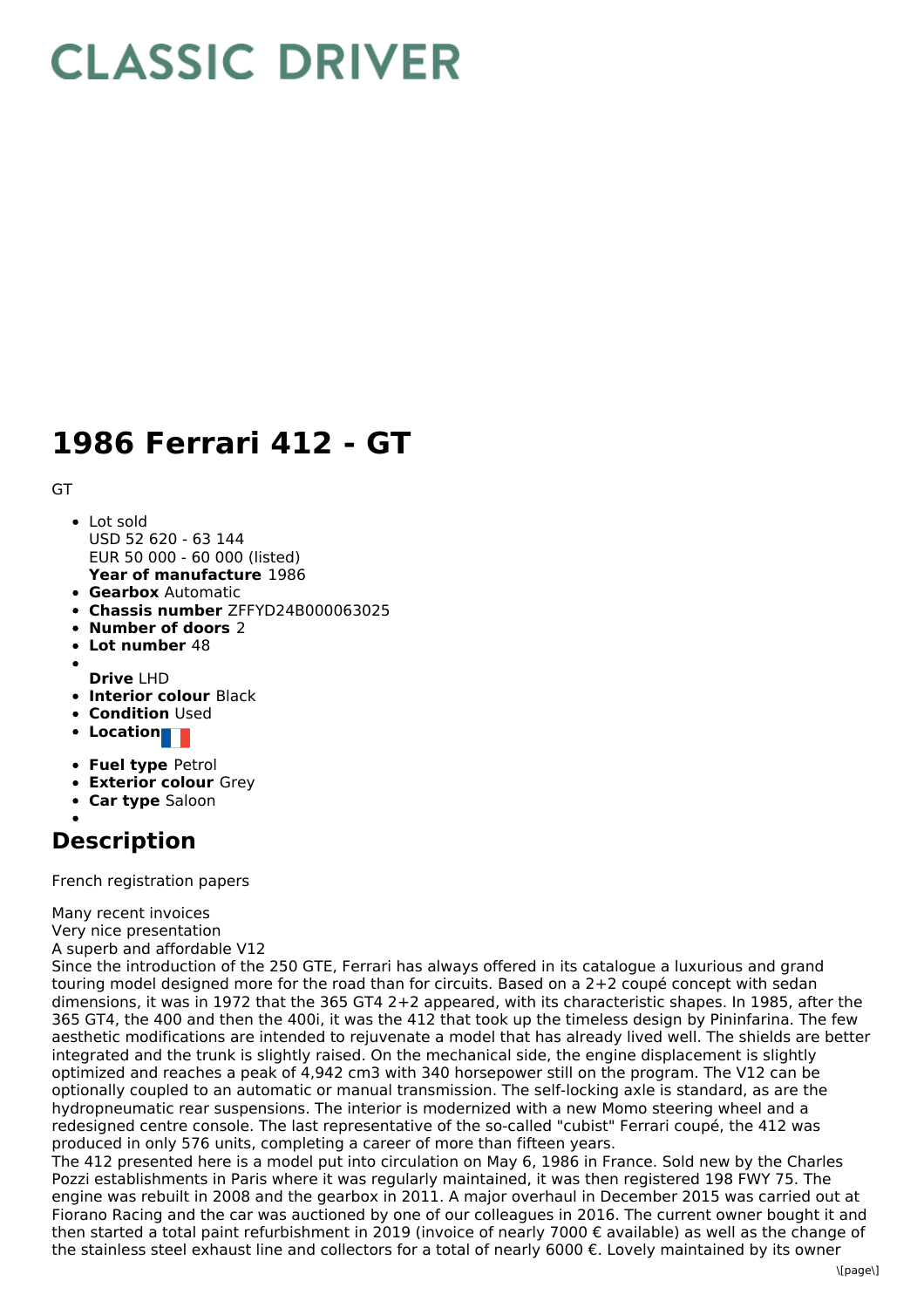# CLASSIC DRIVER

# 1986 Ferrari 412 - GT

GT

- Lot sold
  USD 52 620 - 63 144
  EUR 50 000 - 60 000 (listed)
  **Year of manufacture** 1986
- **Gearbox** Automatic
- **Chassis number** ZFFYD24B000063025
- **Number of doors** 2
- **Lot number** 48
- **Drive** LHD
- **Interior colour** Black
- **Condition** Used
- **Location**
- **Fuel type** Petrol
- **Exterior colour** Grey
- **Car type** Saloon

## Description

French registration papers

Many recent invoices
Very nice presentation
A superb and affordable V12
Since the introduction of the 250 GTE, Ferrari has always offered in its catalogue a luxurious and grand touring model designed more for the road than for circuits. Based on a 2+2 coupé concept with sedan dimensions, it was in 1972 that the 365 GT4 2+2 appeared, with its characteristic shapes. In 1985, after the 365 GT4, the 400 and then the 400i, it was the 412 that took up the timeless design by Pininfarina. The few aesthetic modifications are intended to rejuvenate a model that has already lived well. The shields are better integrated and the trunk is slightly raised. On the mechanical side, the engine displacement is slightly optimized and reaches a peak of 4,942 cm3 with 340 horsepower still on the program. The V12 can be optionally coupled to an automatic or manual transmission. The self-locking axle is standard, as are the hydropneumatic rear suspensions. The interior is modernized with a new Momo steering wheel and a redesigned centre console. The last representative of the so-called "cubist" Ferrari coupé, the 412 was produced in only 576 units, completing a career of more than fifteen years.
The 412 presented here is a model put into circulation on May 6, 1986 in France. Sold new by the Charles Pozzi establishments in Paris where it was regularly maintained, it was then registered 198 FWY 75. The engine was rebuilt in 2008 and the gearbox in 2011. A major overhaul in December 2015 was carried out at Fiorano Racing and the car was auctioned by one of our colleagues in 2016. The current owner bought it and then started a total paint refurbishment in 2019 (invoice of nearly 7000 € available) as well as the change of the stainless steel exhaust line and collectors for a total of nearly 6000 €. Lovely maintained by its owner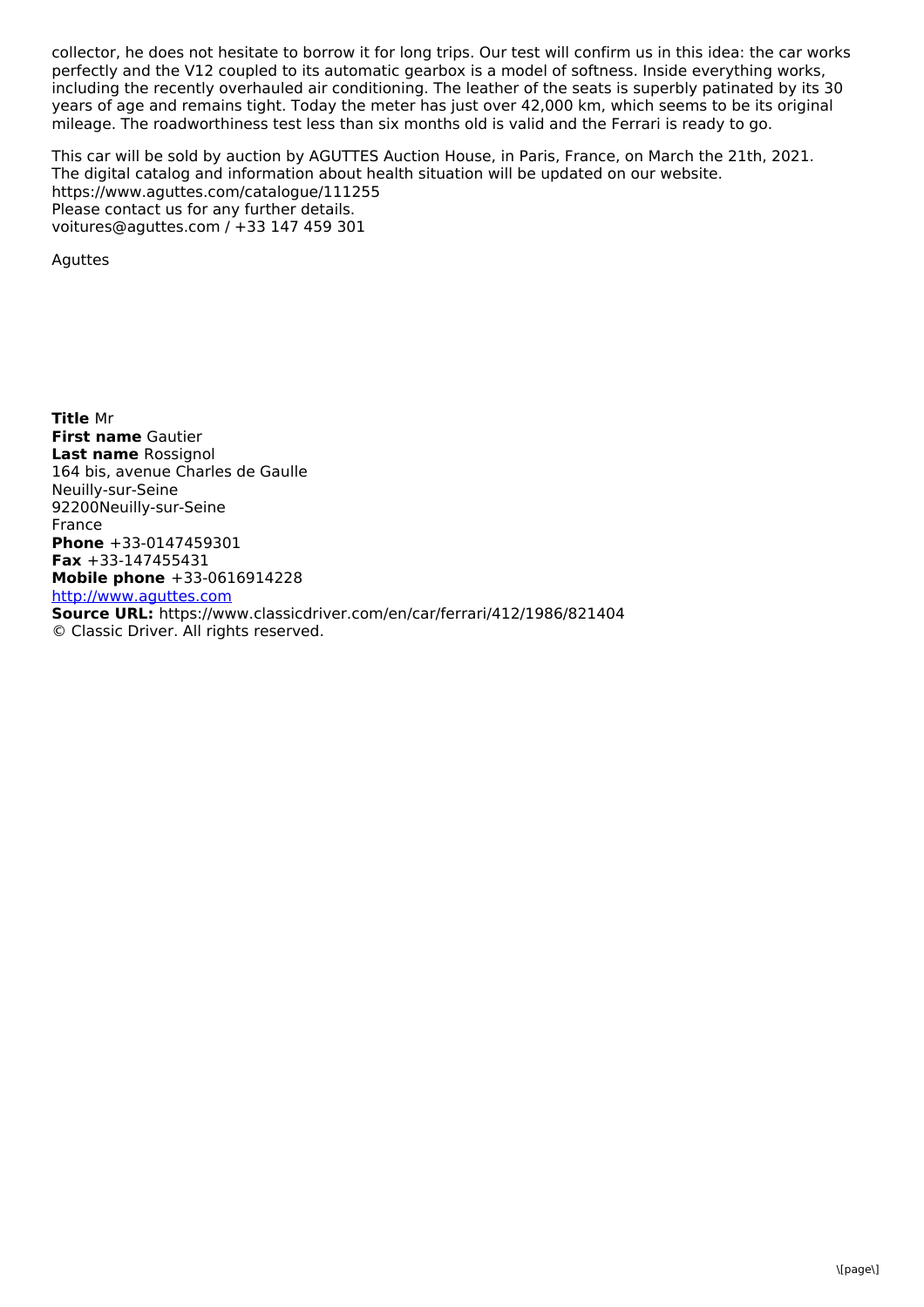collector, he does not hesitate to borrow it for long trips. Our test will confirm us in this idea: the car works perfectly and the V12 coupled to its automatic gearbox is a model of softness. Inside everything works, including the recently overhauled air conditioning. The leather of the seats is superbly patinated by its 30 years of age and remains tight. Today the meter has just over 42,000 km, which seems to be its original mileage. The roadworthiness test less than six months old is valid and the Ferrari is ready to go.

This car will be sold by auction by AGUTTES Auction House, in Paris, France, on March the 21th, 2021.
The digital catalog and information about health situation will be updated on our website.
https://www.aguttes.com/catalogue/111255
Please contact us for any further details.
voitures@aguttes.com / +33 147 459 301

Aguttes

**Title** Mr
**First name** Gautier
**Last name** Rossignol
164 bis, avenue Charles de Gaulle
Neuilly-sur-Seine
92200Neuilly-sur-Seine
France
**Phone** +33-0147459301
**Fax** +33-147455431
**Mobile phone** +33-0616914228
[http://www.aguttes.com](http://www.aguttes.com)
**Source URL:** https://www.classicdriver.com/en/car/ferrari/412/1986/821404
© Classic Driver. All rights reserved.